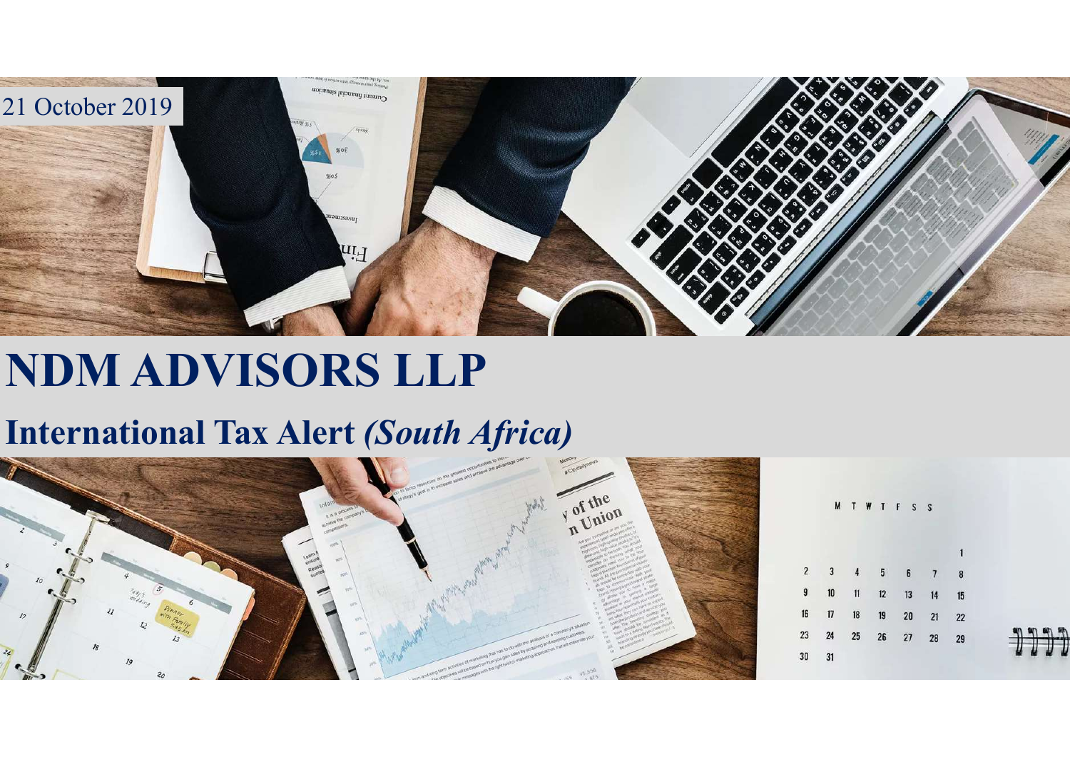21 October 2019

# NDM ADVISORS LLP

## International Tax Alert *(South Africa)*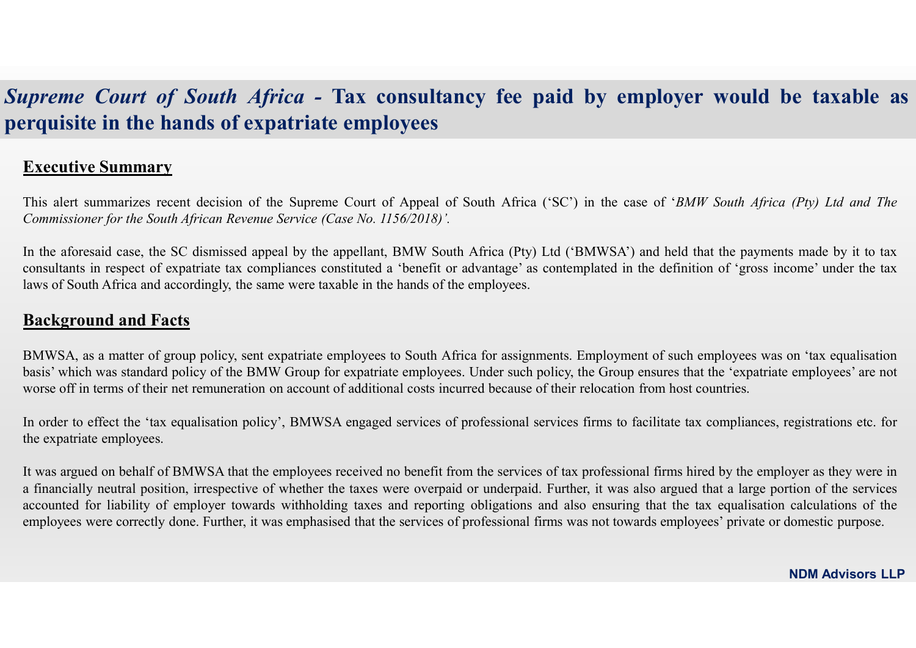# *Supreme Court of South Africa* - Tax consultancy fee paid by employer would be taxable as perquisite in the hands of expatriate employees

## Executive Summary

This alert summarizes recent decision of the Supreme Court of Appeal of South Africa ('SC') in the case of '*BMW South Africa (Pty) Ltd and The Commissioner for the South African Revenue Service (Case No. 1156/2018)'*.

In the aforesaid case, the SC dismissed appeal by the appellant, BMW South Africa (Pty) Ltd ('BMWSA') and held that the payments made by it to tax consultants in respect of expatriate tax compliances constituted a 'benefit or advantage' as contemplated in the definition of 'gross income' under the tax laws of South Africa and accordingly, the same were taxable in the hands of the employees.

## Background and Facts

BMWSA, as a matter of group policy, sent expatriate employees to South Africa for assignments. Employment of such employees was on 'tax equalisation basis' which was standard policy of the BMW Group for expatriate employees. Under such policy, the Group ensures that the 'expatriate employees' are not worse off in terms of their net remuneration on account of additional costs incurred because of their relocation from host countries.

In order to effect the 'tax equalisation policy', BMWSA engaged services of professional services firms to facilitate tax compliances, registrations etc. for the expatriate employees.

It was argued on behalf of BMWSA that the employees received no benefit from the services of tax professional firms hired by the employer as they were in a financially neutral position, irrespective of whether the taxes were overpaid or underpaid. Further, it was also argued that a large portion of the services accounted for liability of employer towards withholding taxes and reporting obligations and also ensuring that the tax equalisation calculations of the employees were correctly done. Further, it was emphasised that the services of professional firms was not towards employees' private or domestic purpose.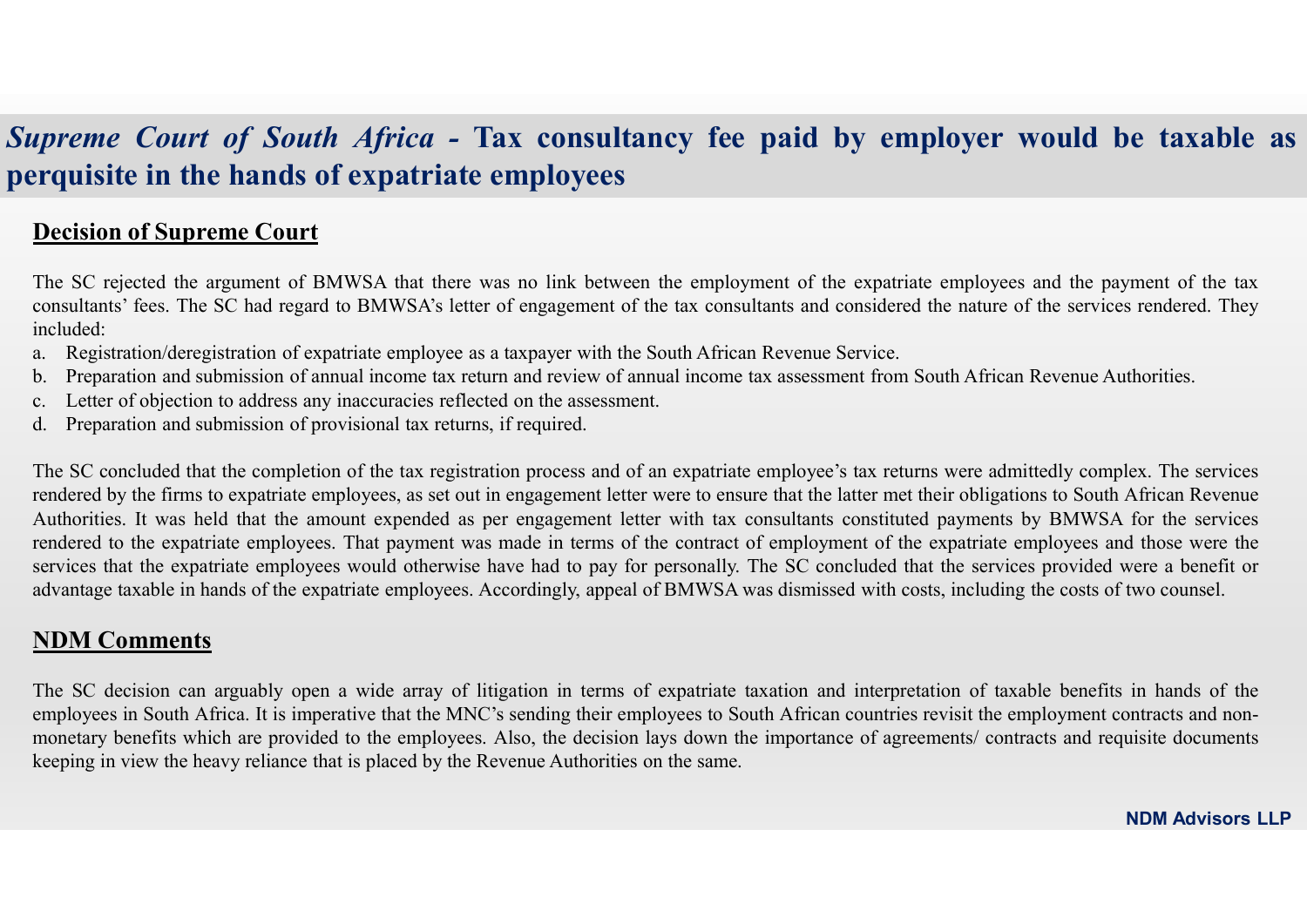## *Supreme Court of South Africa* - Tax consultancy fee paid by employer would be taxable as perquisite in the hands of expatriate employees

### Decision of Supreme Court

The SC rejected the argument of BMWSA that there was no link between the employment of the expatriate employees and the payment of the tax consultants' fees. The SC had regard to BMWSA's letter of engagement of the tax consultants and considered the nature of the services rendered. They included:

a. Registration/deregistration of expatriate employee as a taxpayer with the South African Revenue Service.
b. Preparation and submission of annual income tax return and review of annual income tax assessment from South African Revenue Authorities.
c. Letter of objection to address any inaccuracies reflected on the assessment.
d. Preparation and submission of provisional tax returns, if required.

The SC concluded that the completion of the tax registration process and of an expatriate employee's tax returns were admittedly complex. The services rendered by the firms to expatriate employees, as set out in engagement letter were to ensure that the latter met their obligations to South African Revenue Authorities. It was held that the amount expended as per engagement letter with tax consultants constituted payments by BMWSA for the services rendered to the expatriate employees. That payment was made in terms of the contract of employment of the expatriate employees and those were the services that the expatriate employees would otherwise have had to pay for personally. The SC concluded that the services provided were a benefit or advantage taxable in hands of the expatriate employees. Accordingly, appeal of BMWSA was dismissed with costs, including the costs of two counsel.

### NDM Comments

The SC decision can arguably open a wide array of litigation in terms of expatriate taxation and interpretation of taxable benefits in hands of the employees in South Africa. It is imperative that the MNC's sending their employees to South African countries revisit the employment contracts and non-monetary benefits which are provided to the employees. Also, the decision lays down the importance of agreements/ contracts and requisite documents keeping in view the heavy reliance that is placed by the Revenue Authorities on the same.

**NDM Advisors LLP**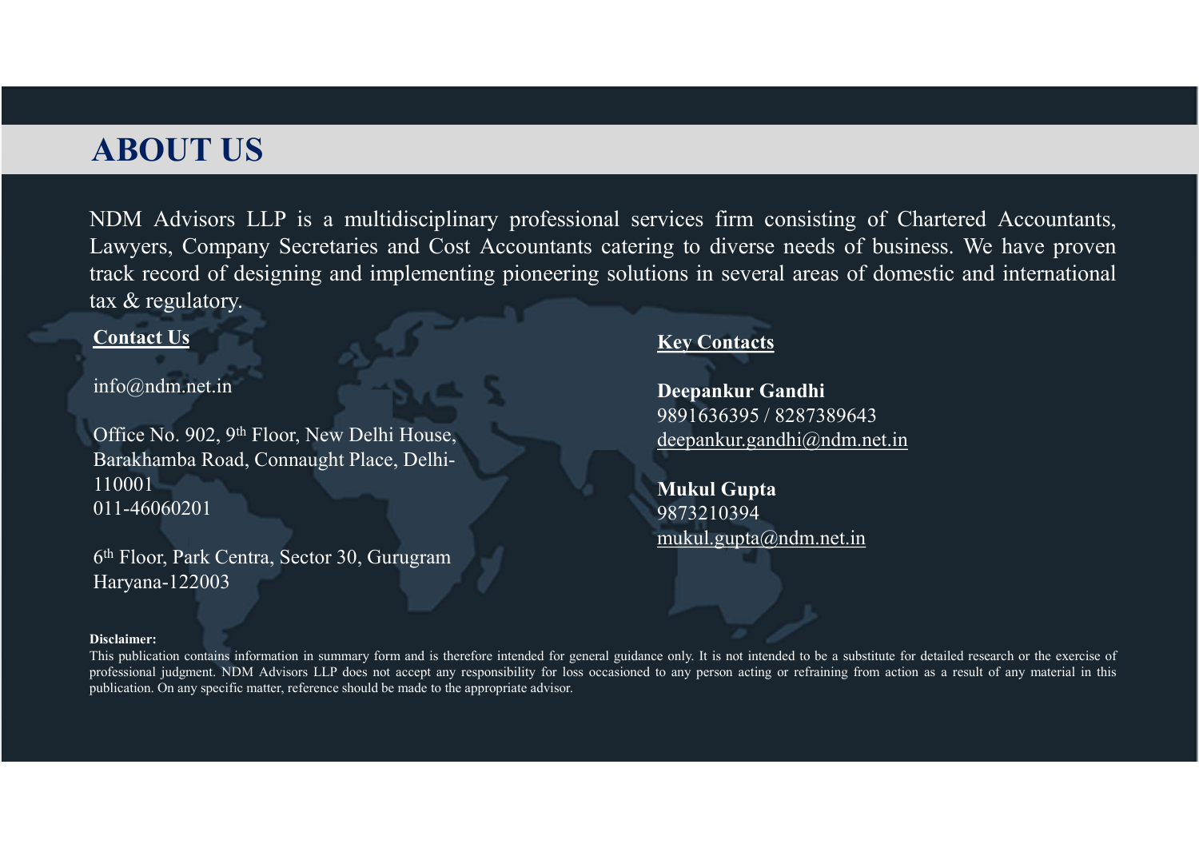# ABOUT US

NDM Advisors LLP is a multidisciplinary professional services firm consisting of Chartered Accountants, Lawyers, Company Secretaries and Cost Accountants catering to diverse needs of business. We have proven track record of designing and implementing pioneering solutions in several areas of domestic and international tax & regulatory.

**Contact Us**

info@ndm.net.in

Office No. 902, 9th Floor, New Delhi House, Barakhamba Road, Connaught Place, Delhi-110001
011-46060201

6th Floor, Park Centra, Sector 30, Gurugram Haryana-122003

**Key Contacts**

**Deepankur Gandhi**
9891636395 / 8287389643
deepankur.gandhi@ndm.net.in

**Mukul Gupta**
9873210394
mukul.gupta@ndm.net.in

**Disclaimer:**
This publication contains information in summary form and is therefore intended for general guidance only. It is not intended to be a substitute for detailed research or the exercise of professional judgment. NDM Advisors LLP does not accept any responsibility for loss occasioned to any person acting or refraining from action as a result of any material in this publication. On any specific matter, reference should be made to the appropriate advisor.